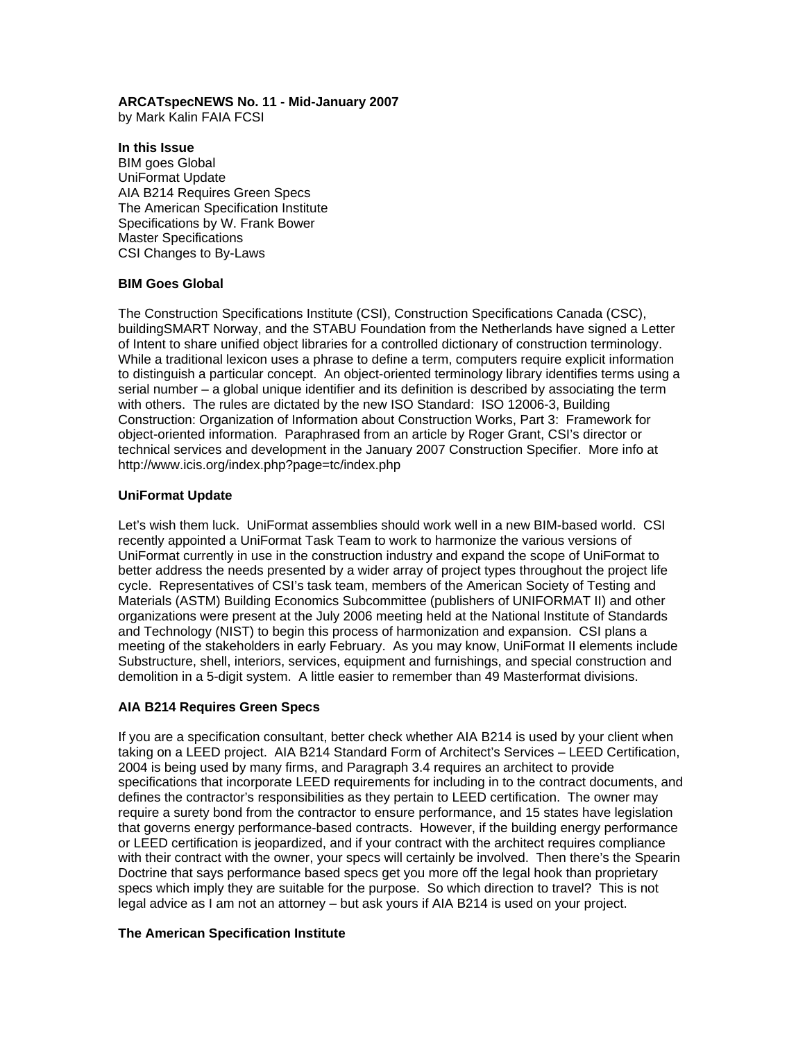**ARCATspecNEWS No. 11 - Mid-January 2007**
by Mark Kalin FAIA FCSI

**In this Issue**
BIM goes Global
UniFormat Update
AIA B214 Requires Green Specs
The American Specification Institute
Specifications by W. Frank Bower
Master Specifications
CSI Changes to By-Laws

**BIM Goes Global**

The Construction Specifications Institute (CSI), Construction Specifications Canada (CSC), buildingSMART Norway, and the STABU Foundation from the Netherlands have signed a Letter of Intent to share unified object libraries for a controlled dictionary of construction terminology. While a traditional lexicon uses a phrase to define a term, computers require explicit information to distinguish a particular concept. An object-oriented terminology library identifies terms using a serial number – a global unique identifier and its definition is described by associating the term with others. The rules are dictated by the new ISO Standard: ISO 12006-3, Building Construction: Organization of Information about Construction Works, Part 3: Framework for object-oriented information. Paraphrased from an article by Roger Grant, CSI's director or technical services and development in the January 2007 Construction Specifier. More info at http://www.icis.org/index.php?page=tc/index.php

**UniFormat Update**

Let's wish them luck. UniFormat assemblies should work well in a new BIM-based world. CSI recently appointed a UniFormat Task Team to work to harmonize the various versions of UniFormat currently in use in the construction industry and expand the scope of UniFormat to better address the needs presented by a wider array of project types throughout the project life cycle. Representatives of CSI's task team, members of the American Society of Testing and Materials (ASTM) Building Economics Subcommittee (publishers of UNIFORMAT II) and other organizations were present at the July 2006 meeting held at the National Institute of Standards and Technology (NIST) to begin this process of harmonization and expansion. CSI plans a meeting of the stakeholders in early February. As you may know, UniFormat II elements include Substructure, shell, interiors, services, equipment and furnishings, and special construction and demolition in a 5-digit system. A little easier to remember than 49 Masterformat divisions.

**AIA B214 Requires Green Specs**

If you are a specification consultant, better check whether AIA B214 is used by your client when taking on a LEED project. AIA B214 Standard Form of Architect's Services – LEED Certification, 2004 is being used by many firms, and Paragraph 3.4 requires an architect to provide specifications that incorporate LEED requirements for including in to the contract documents, and defines the contractor's responsibilities as they pertain to LEED certification. The owner may require a surety bond from the contractor to ensure performance, and 15 states have legislation that governs energy performance-based contracts. However, if the building energy performance or LEED certification is jeopardized, and if your contract with the architect requires compliance with their contract with the owner, your specs will certainly be involved. Then there's the Spearin Doctrine that says performance based specs get you more off the legal hook than proprietary specs which imply they are suitable for the purpose. So which direction to travel? This is not legal advice as I am not an attorney – but ask yours if AIA B214 is used on your project.

**The American Specification Institute**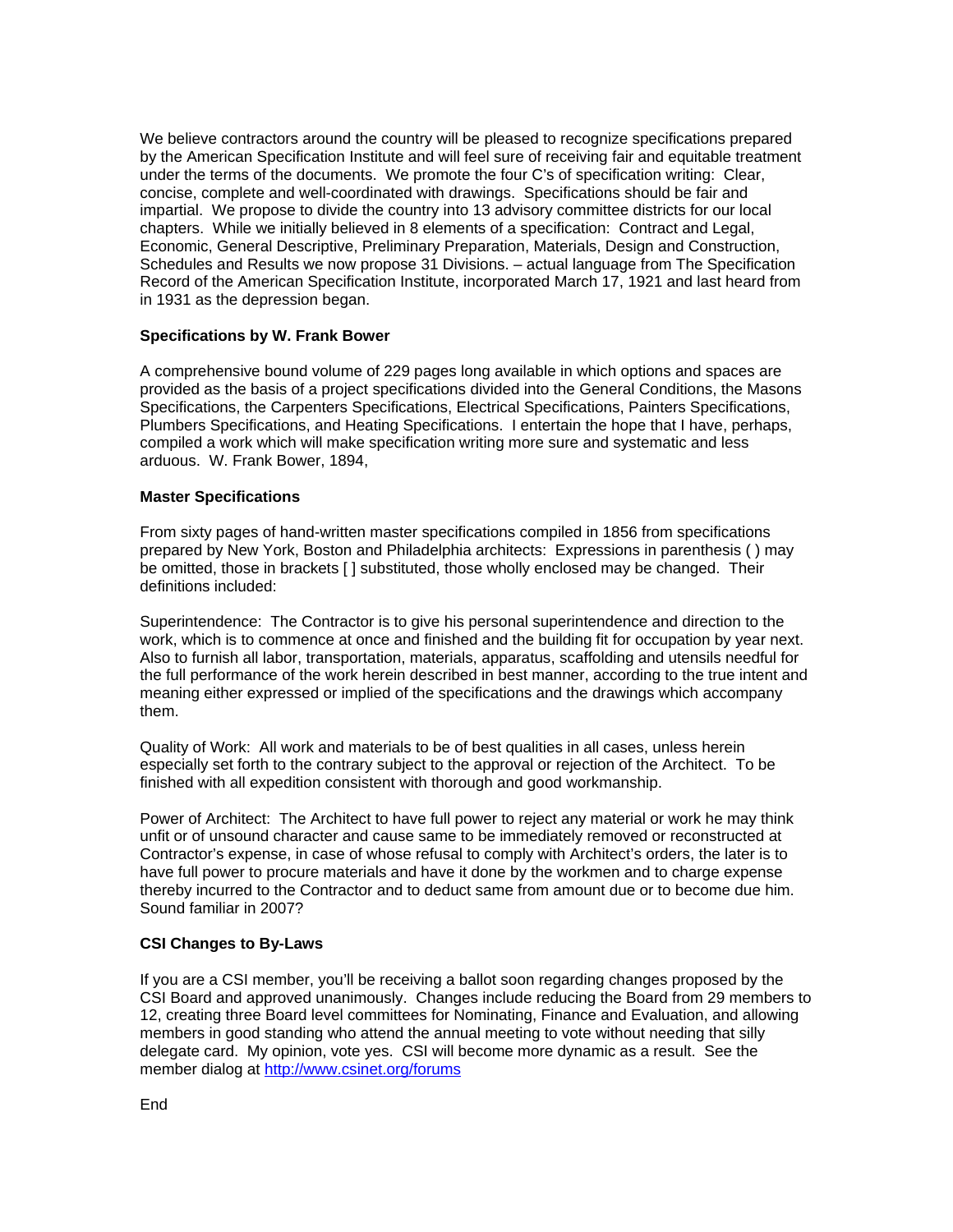We believe contractors around the country will be pleased to recognize specifications prepared by the American Specification Institute and will feel sure of receiving fair and equitable treatment under the terms of the documents. We promote the four C's of specification writing: Clear, concise, complete and well-coordinated with drawings. Specifications should be fair and impartial. We propose to divide the country into 13 advisory committee districts for our local chapters. While we initially believed in 8 elements of a specification: Contract and Legal, Economic, General Descriptive, Preliminary Preparation, Materials, Design and Construction, Schedules and Results we now propose 31 Divisions. – actual language from The Specification Record of the American Specification Institute, incorporated March 17, 1921 and last heard from in 1931 as the depression began.

**Specifications by W. Frank Bower**

A comprehensive bound volume of 229 pages long available in which options and spaces are provided as the basis of a project specifications divided into the General Conditions, the Masons Specifications, the Carpenters Specifications, Electrical Specifications, Painters Specifications, Plumbers Specifications, and Heating Specifications. I entertain the hope that I have, perhaps, compiled a work which will make specification writing more sure and systematic and less arduous. W. Frank Bower, 1894,

**Master Specifications**

From sixty pages of hand-written master specifications compiled in 1856 from specifications prepared by New York, Boston and Philadelphia architects: Expressions in parenthesis ( ) may be omitted, those in brackets [ ] substituted, those wholly enclosed may be changed. Their definitions included:

Superintendence: The Contractor is to give his personal superintendence and direction to the work, which is to commence at once and finished and the building fit for occupation by year next. Also to furnish all labor, transportation, materials, apparatus, scaffolding and utensils needful for the full performance of the work herein described in best manner, according to the true intent and meaning either expressed or implied of the specifications and the drawings which accompany them.

Quality of Work: All work and materials to be of best qualities in all cases, unless herein especially set forth to the contrary subject to the approval or rejection of the Architect. To be finished with all expedition consistent with thorough and good workmanship.

Power of Architect: The Architect to have full power to reject any material or work he may think unfit or of unsound character and cause same to be immediately removed or reconstructed at Contractor's expense, in case of whose refusal to comply with Architect's orders, the later is to have full power to procure materials and have it done by the workmen and to charge expense thereby incurred to the Contractor and to deduct same from amount due or to become due him. Sound familiar in 2007?

**CSI Changes to By-Laws**

If you are a CSI member, you'll be receiving a ballot soon regarding changes proposed by the CSI Board and approved unanimously. Changes include reducing the Board from 29 members to 12, creating three Board level committees for Nominating, Finance and Evaluation, and allowing members in good standing who attend the annual meeting to vote without needing that silly delegate card. My opinion, vote yes. CSI will become more dynamic as a result. See the member dialog at http://www.csinet.org/forums

End